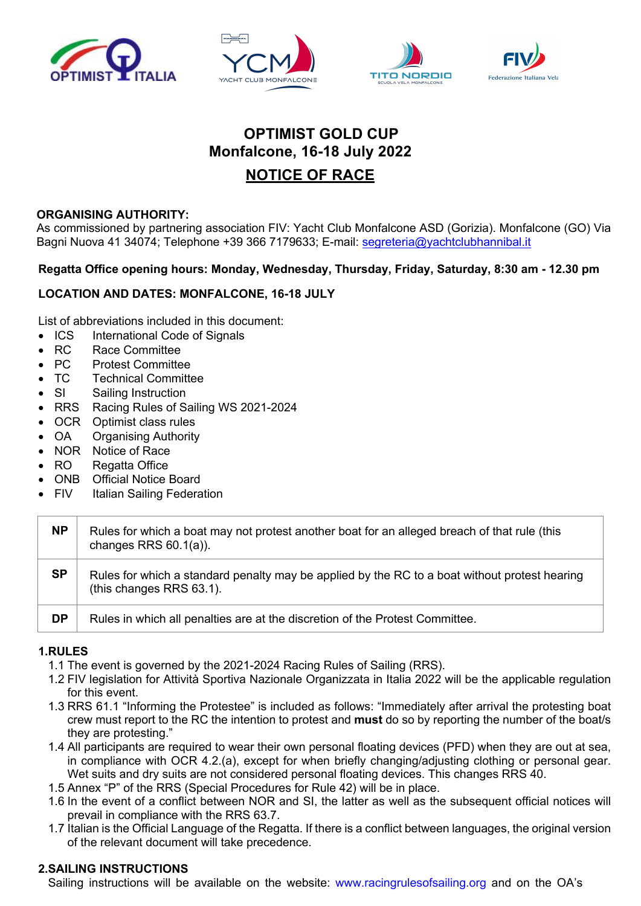# OPTIMIST GOLD CUP
## Monfalcone, 16-18 July 2022
## NOTICE OF RACE

**ORGANISING AUTHORITY:**
As commissioned by partnering association FIV: Yacht Club Monfalcone ASD (Gorizia). Monfalcone (GO) Via Bagni Nuova 41 34074; Telephone +39 366 7179633; E-mail: segreteria@yachtclubhannibal.it

**Regatta Office opening hours: Monday, Wednesday, Thursday, Friday, Saturday, 8:30 am - 12.30 pm**

**LOCATION AND DATES: MONFALCONE, 16-18 JULY**

List of abbreviations included in this document:

- ICS International Code of Signals
- RC Race Committee
- PC Protest Committee
- TC Technical Committee
- SI Sailing Instruction
- RRS Racing Rules of Sailing WS 2021-2024
- OCR Optimist class rules
- OA Organising Authority
- NOR Notice of Race
- RO Regatta Office
- ONB Official Notice Board
- FIV Italian Sailing Federation

| | |
|---|---|
| **NP** | Rules for which a boat may not protest another boat for an alleged breach of that rule (this changes RRS 60.1(a)). |
| **SP** | Rules for which a standard penalty may be applied by the RC to a boat without protest hearing (this changes RRS 63.1). |
| **DP** | Rules in which all penalties are at the discretion of the Protest Committee. |

### 1.RULES

1.1 The event is governed by the 2021-2024 Racing Rules of Sailing (RRS).

1.2 FIV legislation for Attività Sportiva Nazionale Organizzata in Italia 2022 will be the applicable regulation for this event.

1.3 RRS 61.1 "Informing the Protestee" is included as follows: "Immediately after arrival the protesting boat crew must report to the RC the intention to protest and **must** do so by reporting the number of the boat/s they are protesting."

1.4 All participants are required to wear their own personal floating devices (PFD) when they are out at sea, in compliance with OCR 4.2.(a), except for when briefly changing/adjusting clothing or personal gear. Wet suits and dry suits are not considered personal floating devices. This changes RRS 40.

1.5 Annex "P" of the RRS (Special Procedures for Rule 42) will be in place.

1.6 In the event of a conflict between NOR and SI, the latter as well as the subsequent official notices will prevail in compliance with the RRS 63.7.

1.7 Italian is the Official Language of the Regatta. If there is a conflict between languages, the original version of the relevant document will take precedence.

### 2.SAILING INSTRUCTIONS

Sailing instructions will be available on the website: www.racingrulesofsailing.org and on the OA's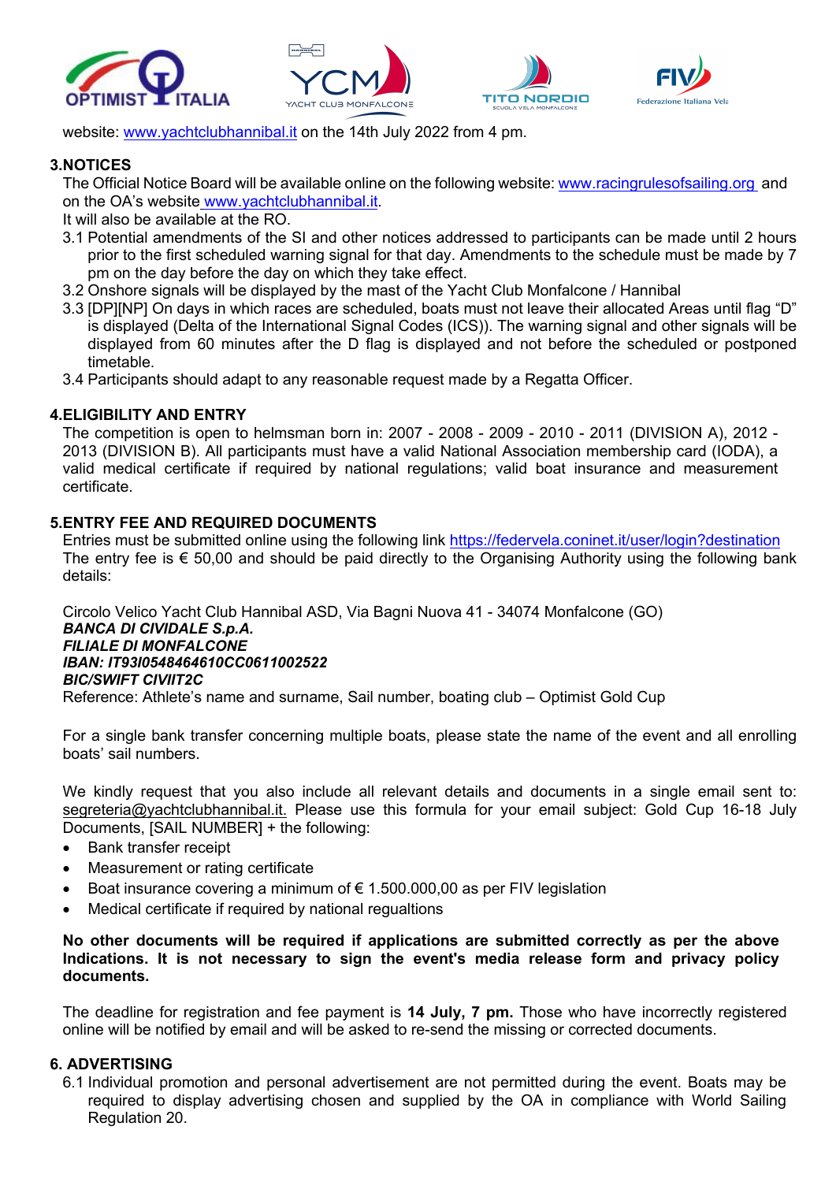website: www.yachtclubhannibal.it on the 14th July 2022 from 4 pm.

## 3.NOTICES

The Official Notice Board will be available online on the following website: www.racingrulesofsailing.org and on the OA's website www.yachtclubhannibal.it.

It will also be available at the RO.

3.1 Potential amendments of the SI and other notices addressed to participants can be made until 2 hours prior to the first scheduled warning signal for that day. Amendments to the schedule must be made by 7 pm on the day before the day on which they take effect.

3.2 Onshore signals will be displayed by the mast of the Yacht Club Monfalcone / Hannibal

3.3 [DP][NP] On days in which races are scheduled, boats must not leave their allocated Areas until flag "D" is displayed (Delta of the International Signal Codes (ICS)). The warning signal and other signals will be displayed from 60 minutes after the D flag is displayed and not before the scheduled or postponed timetable.

3.4 Participants should adapt to any reasonable request made by a Regatta Officer.

## 4.ELIGIBILITY AND ENTRY

The competition is open to helmsman born in: 2007 - 2008 - 2009 - 2010 - 2011 (DIVISION A), 2012 - 2013 (DIVISION B). All participants must have a valid National Association membership card (IODA), a valid medical certificate if required by national regulations; valid boat insurance and measurement certificate.

## 5.ENTRY FEE AND REQUIRED DOCUMENTS

Entries must be submitted online using the following link https://federvela.coninet.it/user/login?destination
The entry fee is € 50,00 and should be paid directly to the Organising Authority using the following bank details:

Circolo Velico Yacht Club Hannibal ASD, Via Bagni Nuova 41 - 34074 Monfalcone (GO)
***BANCA DI CIVIDALE S.p.A.***
***FILIALE DI MONFALCONE***
***IBAN: IT93I0548464610CC0611002522***
***BIC/SWIFT CIVIIT2C***
Reference: Athlete's name and surname, Sail number, boating club – Optimist Gold Cup

For a single bank transfer concerning multiple boats, please state the name of the event and all enrolling boats' sail numbers.

We kindly request that you also include all relevant details and documents in a single email sent to: segreteria@yachtclubhannibal.it. Please use this formula for your email subject: Gold Cup 16-18 July Documents, [SAIL NUMBER] + the following:

- Bank transfer receipt
- Measurement or rating certificate
- Boat insurance covering a minimum of € 1.500.000,00 as per FIV legislation
- Medical certificate if required by national regualtions

**No other documents will be required if applications are submitted correctly as per the above Indications. It is not necessary to sign the event's media release form and privacy policy documents.**

The deadline for registration and fee payment is **14 July, 7 pm.** Those who have incorrectly registered online will be notified by email and will be asked to re-send the missing or corrected documents.

## 6. ADVERTISING

6.1 Individual promotion and personal advertisement are not permitted during the event. Boats may be required to display advertising chosen and supplied by the OA in compliance with World Sailing Regulation 20.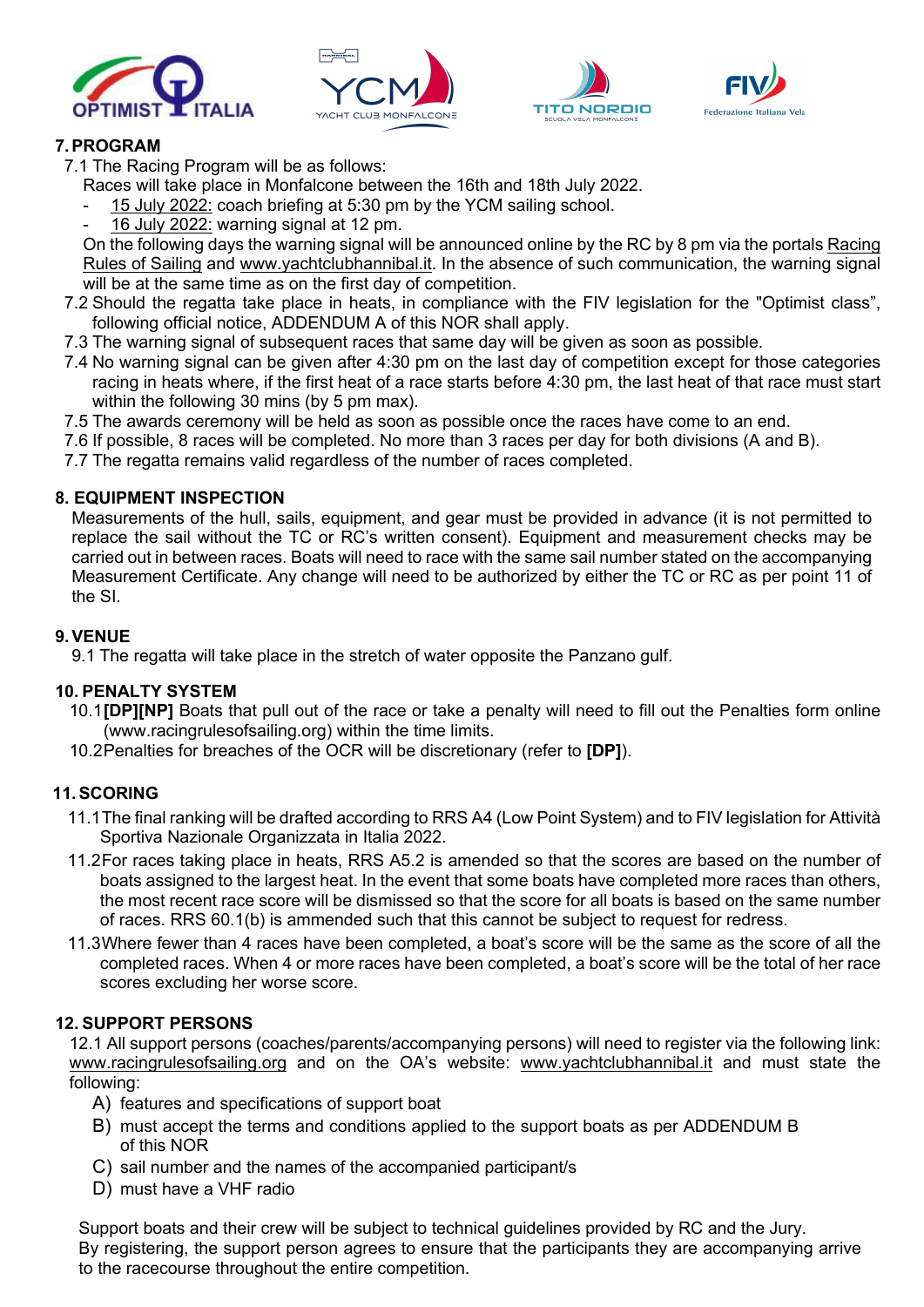## 7. PROGRAM

7.1 The Racing Program will be as follows:

Races will take place in Monfalcone between the 16th and 18th July 2022.

- 15 July 2022: coach briefing at 5:30 pm by the YCM sailing school.
- 16 July 2022: warning signal at 12 pm.

On the following days the warning signal will be announced online by the RC by 8 pm via the portals Racing Rules of Sailing and www.yachtclubhannibal.it. In the absence of such communication, the warning signal will be at the same time as on the first day of competition.

7.2 Should the regatta take place in heats, in compliance with the FIV legislation for the "Optimist class", following official notice, ADDENDUM A of this NOR shall apply.

7.3 The warning signal of subsequent races that same day will be given as soon as possible.

7.4 No warning signal can be given after 4:30 pm on the last day of competition except for those categories racing in heats where, if the first heat of a race starts before 4:30 pm, the last heat of that race must start within the following 30 mins (by 5 pm max).

7.5 The awards ceremony will be held as soon as possible once the races have come to an end.

7.6 If possible, 8 races will be completed. No more than 3 races per day for both divisions (A and B).

7.7 The regatta remains valid regardless of the number of races completed.

## 8. EQUIPMENT INSPECTION

Measurements of the hull, sails, equipment, and gear must be provided in advance (it is not permitted to replace the sail without the TC or RC's written consent). Equipment and measurement checks may be carried out in between races. Boats will need to race with the same sail number stated on the accompanying Measurement Certificate. Any change will need to be authorized by either the TC or RC as per point 11 of the SI.

## 9. VENUE

9.1 The regatta will take place in the stretch of water opposite the Panzano gulf.

## 10. PENALTY SYSTEM

10.1 **[DP][NP]** Boats that pull out of the race or take a penalty will need to fill out the Penalties form online (www.racingrulesofsailing.org) within the time limits.

10.2 Penalties for breaches of the OCR will be discretionary (refer to **[DP]**).

## 11. SCORING

11.1 The final ranking will be drafted according to RRS A4 (Low Point System) and to FIV legislation for Attività Sportiva Nazionale Organizzata in Italia 2022.

11.2 For races taking place in heats, RRS A5.2 is amended so that the scores are based on the number of boats assigned to the largest heat. In the event that some boats have completed more races than others, the most recent race score will be dismissed so that the score for all boats is based on the same number of races. RRS 60.1(b) is ammended such that this cannot be subject to request for redress.

11.3 Where fewer than 4 races have been completed, a boat's score will be the same as the score of all the completed races. When 4 or more races have been completed, a boat's score will be the total of her race scores excluding her worse score.

## 12. SUPPORT PERSONS

12.1 All support persons (coaches/parents/accompanying persons) will need to register via the following link: www.racingrulesofsailing.org and on the OA's website: www.yachtclubhannibal.it and must state the following:

A) features and specifications of support boat

B) must accept the terms and conditions applied to the support boats as per ADDENDUM B of this NOR

C) sail number and the names of the accompanied participant/s

D) must have a VHF radio

Support boats and their crew will be subject to technical guidelines provided by RC and the Jury.
By registering, the support person agrees to ensure that the participants they are accompanying arrive to the racecourse throughout the entire competition.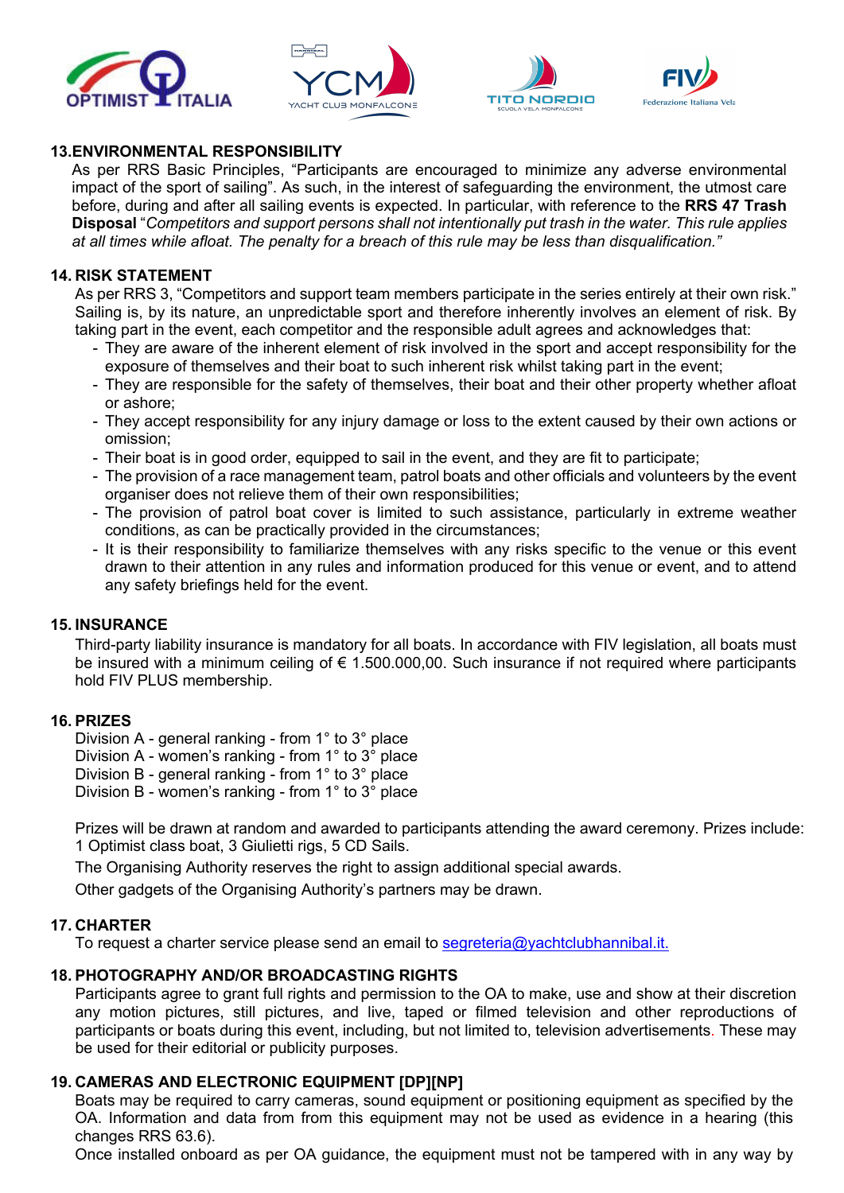## 13. ENVIRONMENTAL RESPONSIBILITY

As per RRS Basic Principles, "Participants are encouraged to minimize any adverse environmental impact of the sport of sailing". As such, in the interest of safeguarding the environment, the utmost care before, during and after all sailing events is expected. In particular, with reference to the **RRS 47 Trash Disposal** "*Competitors and support persons shall not intentionally put trash in the water. This rule applies at all times while afloat. The penalty for a breach of this rule may be less than disqualification.*"

## 14. RISK STATEMENT

As per RRS 3, "Competitors and support team members participate in the series entirely at their own risk." Sailing is, by its nature, an unpredictable sport and therefore inherently involves an element of risk. By taking part in the event, each competitor and the responsible adult agrees and acknowledges that:

- They are aware of the inherent element of risk involved in the sport and accept responsibility for the exposure of themselves and their boat to such inherent risk whilst taking part in the event;
- They are responsible for the safety of themselves, their boat and their other property whether afloat or ashore;
- They accept responsibility for any injury damage or loss to the extent caused by their own actions or omission;
- Their boat is in good order, equipped to sail in the event, and they are fit to participate;
- The provision of a race management team, patrol boats and other officials and volunteers by the event organiser does not relieve them of their own responsibilities;
- The provision of patrol boat cover is limited to such assistance, particularly in extreme weather conditions, as can be practically provided in the circumstances;
- It is their responsibility to familiarize themselves with any risks specific to the venue or this event drawn to their attention in any rules and information produced for this venue or event, and to attend any safety briefings held for the event.

## 15. INSURANCE

Third-party liability insurance is mandatory for all boats. In accordance with FIV legislation, all boats must be insured with a minimum ceiling of € 1.500.000,00. Such insurance if not required where participants hold FIV PLUS membership.

## 16. PRIZES

Division A - general ranking - from 1° to 3° place
Division A - women's ranking - from 1° to 3° place
Division B - general ranking - from 1° to 3° place
Division B - women's ranking - from 1° to 3° place

Prizes will be drawn at random and awarded to participants attending the award ceremony. Prizes include: 1 Optimist class boat, 3 Giulietti rigs, 5 CD Sails.

The Organising Authority reserves the right to assign additional special awards.

Other gadgets of the Organising Authority's partners may be drawn.

## 17. CHARTER

To request a charter service please send an email to segreteria@yachtclubhannibal.it.

## 18. PHOTOGRAPHY AND/OR BROADCASTING RIGHTS

Participants agree to grant full rights and permission to the OA to make, use and show at their discretion any motion pictures, still pictures, and live, taped or filmed television and other reproductions of participants or boats during this event, including, but not limited to, television advertisements. These may be used for their editorial or publicity purposes.

## 19. CAMERAS AND ELECTRONIC EQUIPMENT [DP][NP]

Boats may be required to carry cameras, sound equipment or positioning equipment as specified by the OA. Information and data from from this equipment may not be used as evidence in a hearing (this changes RRS 63.6).

Once installed onboard as per OA guidance, the equipment must not be tampered with in any way by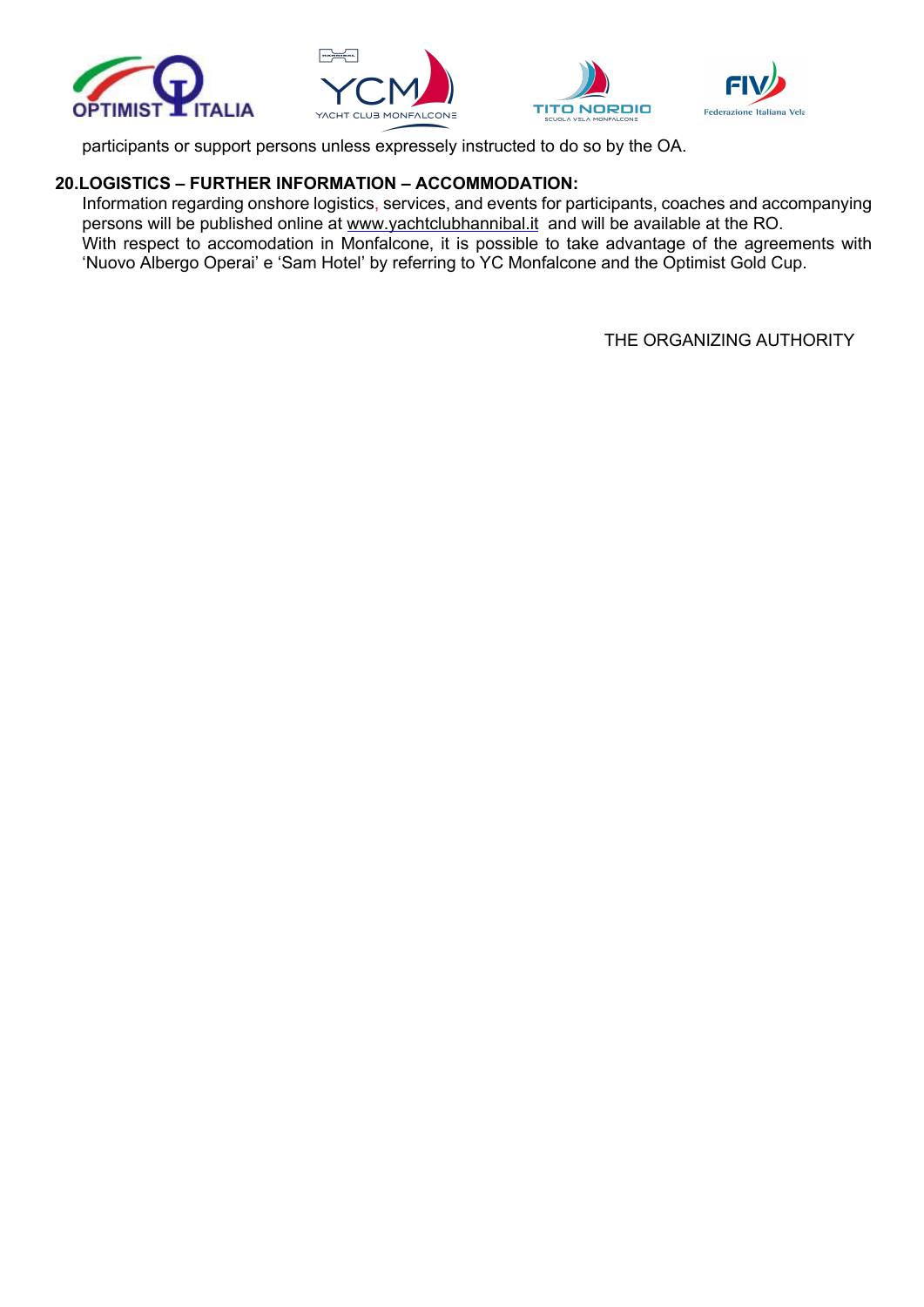participants or support persons unless expressely instructed to do so by the OA.

**20.LOGISTICS – FURTHER INFORMATION – ACCOMMODATION:**

Information regarding onshore logistics, services, and events for participants, coaches and accompanying persons will be published online at www.yachtclubhannibal.it and will be available at the RO.
With respect to accomodation in Monfalcone, it is possible to take advantage of the agreements with 'Nuovo Albergo Operai' e 'Sam Hotel' by referring to YC Monfalcone and the Optimist Gold Cup.

THE ORGANIZING AUTHORITY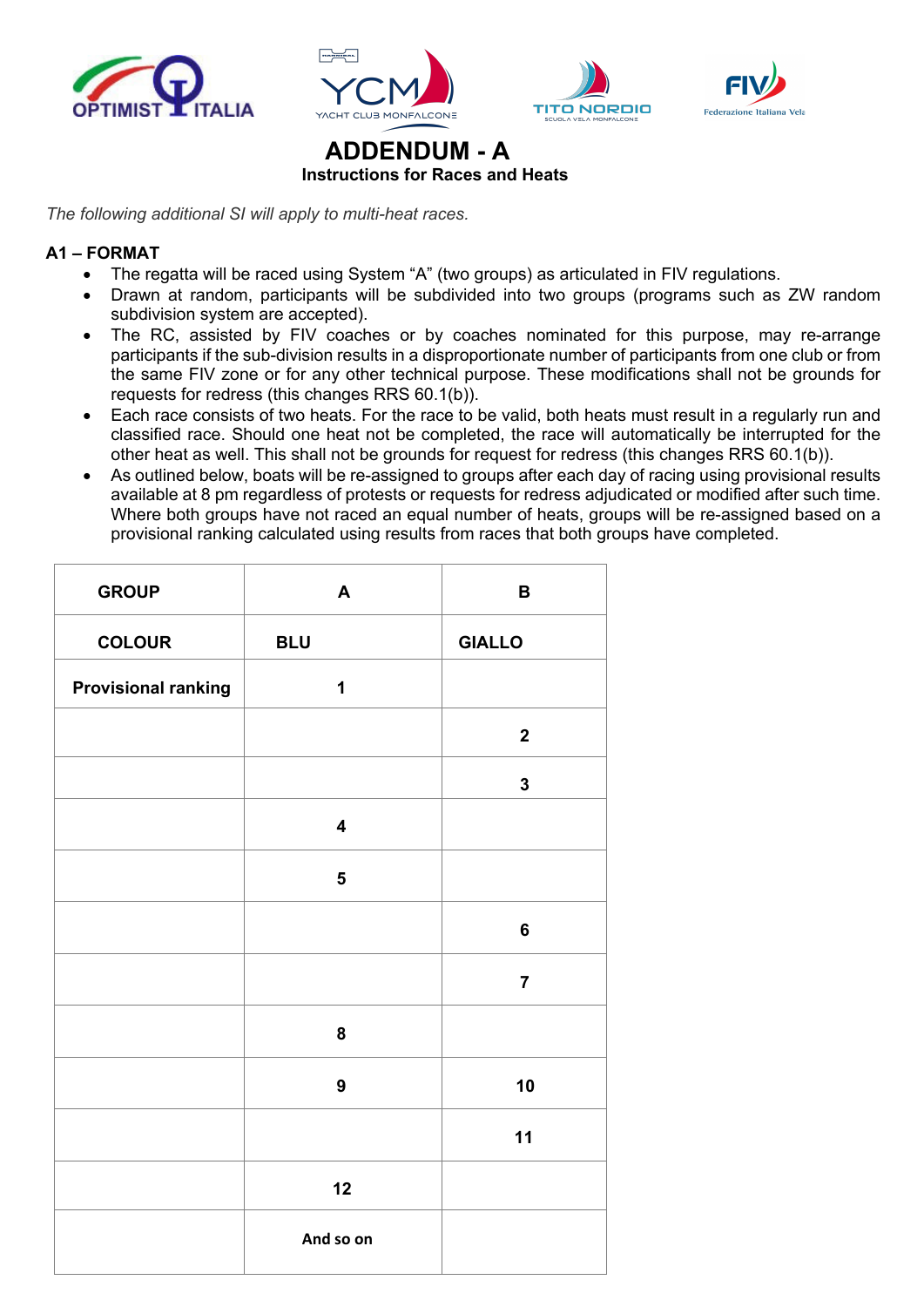# ADDENDUM - A

**Instructions for Races and Heats**

*The following additional SI will apply to multi-heat races.*

## A1 – FORMAT

- The regatta will be raced using System "A" (two groups) as articulated in FIV regulations.
- Drawn at random, participants will be subdivided into two groups (programs such as ZW random subdivision system are accepted).
- The RC, assisted by FIV coaches or by coaches nominated for this purpose, may re-arrange participants if the sub-division results in a disproportionate number of participants from one club or from the same FIV zone or for any other technical purpose. These modifications shall not be grounds for requests for redress (this changes RRS 60.1(b)).
- Each race consists of two heats. For the race to be valid, both heats must result in a regularly run and classified race. Should one heat not be completed, the race will automatically be interrupted for the other heat as well. This shall not be grounds for request for redress (this changes RRS 60.1(b)).
- As outlined below, boats will be re-assigned to groups after each day of racing using provisional results available at 8 pm regardless of protests or requests for redress adjudicated or modified after such time. Where both groups have not raced an equal number of heats, groups will be re-assigned based on a provisional ranking calculated using results from races that both groups have completed.

| GROUP | A | B |
|---|---|---|
| COLOUR | BLU | GIALLO |
| Provisional ranking | 1 | |
| | | 2 |
| | | 3 |
| | 4 | |
| | 5 | |
| | | 6 |
| | | 7 |
| | 8 | |
| | 9 | 10 |
| | | 11 |
| | 12 | |
| | And so on | |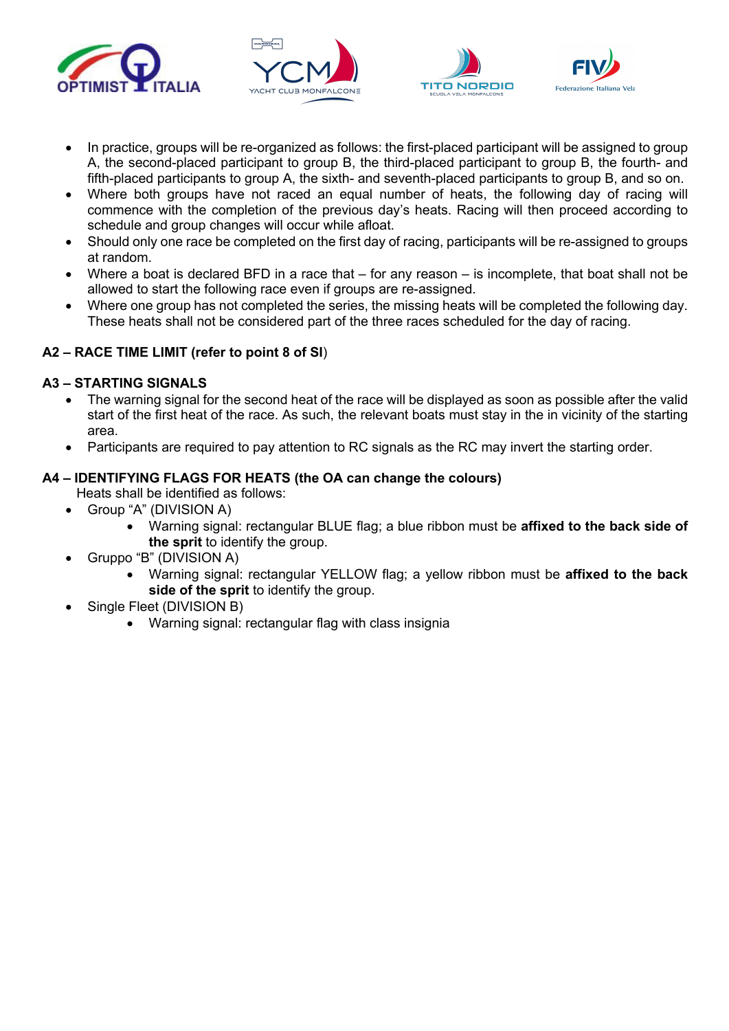- In practice, groups will be re-organized as follows: the first-placed participant will be assigned to group A, the second-placed participant to group B, the third-placed participant to group B, the fourth- and fifth-placed participants to group A, the sixth- and seventh-placed participants to group B, and so on.
- Where both groups have not raced an equal number of heats, the following day of racing will commence with the completion of the previous day's heats. Racing will then proceed according to schedule and group changes will occur while afloat.
- Should only one race be completed on the first day of racing, participants will be re-assigned to groups at random.
- Where a boat is declared BFD in a race that – for any reason – is incomplete, that boat shall not be allowed to start the following race even if groups are re-assigned.
- Where one group has not completed the series, the missing heats will be completed the following day. These heats shall not be considered part of the three races scheduled for the day of racing.

**A2 – RACE TIME LIMIT (refer to point 8 of SI)**

**A3 – STARTING SIGNALS**

- The warning signal for the second heat of the race will be displayed as soon as possible after the valid start of the first heat of the race. As such, the relevant boats must stay in the in vicinity of the starting area.
- Participants are required to pay attention to RC signals as the RC may invert the starting order.

**A4 – IDENTIFYING FLAGS FOR HEATS (the OA can change the colours)**

Heats shall be identified as follows:

- Group "A" (DIVISION A)
  - Warning signal: rectangular BLUE flag; a blue ribbon must be **affixed to the back side of the sprit** to identify the group.
- Gruppo "B" (DIVISION A)
  - Warning signal: rectangular YELLOW flag; a yellow ribbon must be **affixed to the back side of the sprit** to identify the group.
- Single Fleet (DIVISION B)
  - Warning signal: rectangular flag with class insignia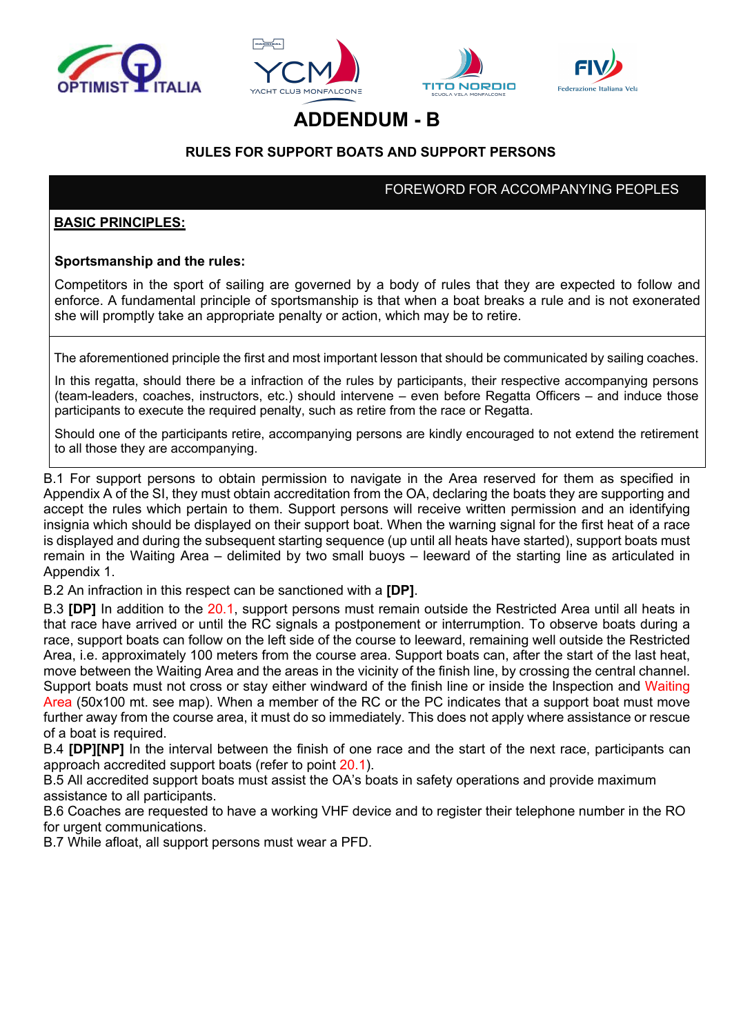# ADDENDUM - B

## RULES FOR SUPPORT BOATS AND SUPPORT PERSONS

### FOREWORD FOR ACCOMPANYING PEOPLES

**BASIC PRINCIPLES:**

**Sportsmanship and the rules:**

Competitors in the sport of sailing are governed by a body of rules that they are expected to follow and enforce. A fundamental principle of sportsmanship is that when a boat breaks a rule and is not exonerated she will promptly take an appropriate penalty or action, which may be to retire.

The aforementioned principle the first and most important lesson that should be communicated by sailing coaches.

In this regatta, should there be a infraction of the rules by participants, their respective accompanying persons (team-leaders, coaches, instructors, etc.) should intervene – even before Regatta Officers – and induce those participants to execute the required penalty, such as retire from the race or Regatta.

Should one of the participants retire, accompanying persons are kindly encouraged to not extend the retirement to all those they are accompanying.

B.1 For support persons to obtain permission to navigate in the Area reserved for them as specified in Appendix A of the SI, they must obtain accreditation from the OA, declaring the boats they are supporting and accept the rules which pertain to them. Support persons will receive written permission and an identifying insignia which should be displayed on their support boat. When the warning signal for the first heat of a race is displayed and during the subsequent starting sequence (up until all heats have started), support boats must remain in the Waiting Area – delimited by two small buoys – leeward of the starting line as articulated in Appendix 1.

B.2 An infraction in this respect can be sanctioned with a **[DP]**.

B.3 **[DP]** In addition to the 20.1, support persons must remain outside the Restricted Area until all heats in that race have arrived or until the RC signals a postponement or interruption. To observe boats during a race, support boats can follow on the left side of the course to leeward, remaining well outside the Restricted Area, i.e. approximately 100 meters from the course area. Support boats can, after the start of the last heat, move between the Waiting Area and the areas in the vicinity of the finish line, by crossing the central channel. Support boats must not cross or stay either windward of the finish line or inside the Inspection and Waiting Area (50x100 mt. see map). When a member of the RC or the PC indicates that a support boat must move further away from the course area, it must do so immediately. This does not apply where assistance or rescue of a boat is required.

B.4 **[DP][NP]** In the interval between the finish of one race and the start of the next race, participants can approach accredited support boats (refer to point 20.1).

B.5 All accredited support boats must assist the OA's boats in safety operations and provide maximum assistance to all participants.

B.6 Coaches are requested to have a working VHF device and to register their telephone number in the RO for urgent communications.

B.7 While afloat, all support persons must wear a PFD.